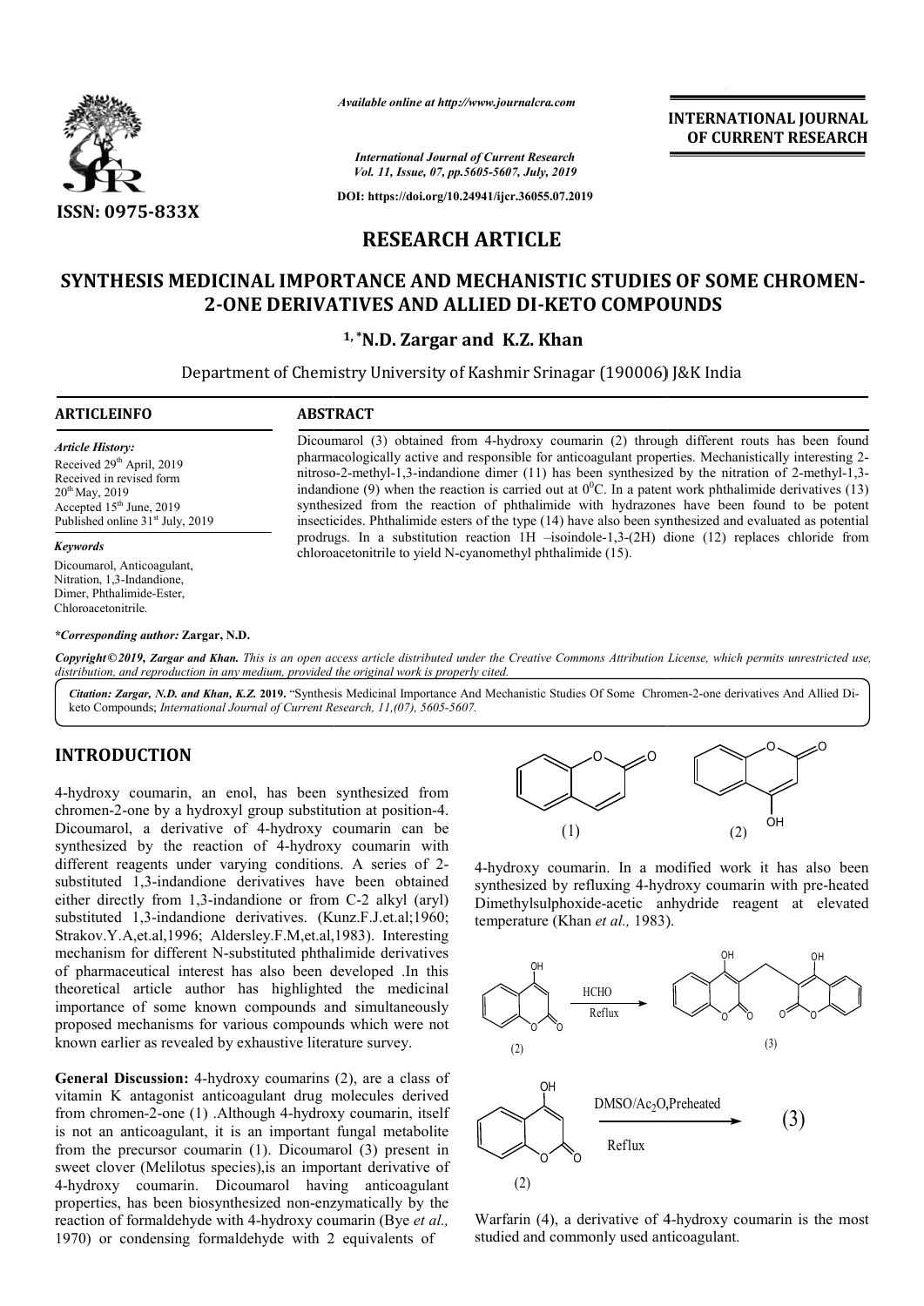**INTERNATIONAL JOURNAL OF CURRENT RESEARCH**

ISSN: 0975-833X

*Available online at http://www.journalcra.com*

*International Journal of Current Research*
*Vol. 11, Issue, 07, pp.5605-5607, July, 2019*

**DOI: https://doi.org/10.24941/ijcr.36055.07.2019**

# RESEARCH ARTICLE

# SYNTHESIS MEDICINAL IMPORTANCE AND MECHANISTIC STUDIES OF SOME CHROMEN-2-ONE DERIVATIVES AND ALLIED DI-KETO COMPOUNDS

**[1,*]N.D. Zargar and K.Z. Khan**

Department of Chemistry University of Kashmir Srinagar (190006) J&K India

**ARTICLEINFO**

*Article History:*
Received 29[th] April, 2019
Received in revised form 20[th] May, 2019
Accepted 15[th] June, 2019
Published online 31[st] July, 2019

*Keywords*

Dicoumarol, Anticoagulant, Nitration, 1,3-Indandione, Dimer, Phthalimide-Ester, Chloroacetonitrile.

***Corresponding author:** **Zargar, N.D.**

**ABSTRACT**

Dicoumarol (3) obtained from 4-hydroxy coumarin (2) through different routs has been found pharmacologically active and responsible for anticoagulant properties. Mechanistically interesting 2-nitroso-2-methyl-1,3-indandione dimer (11) has been synthesized by the nitration of 2-methyl-1,3-indandione (9) when the reaction is carried out at $0^0$C. In a patent work phthalimide derivatives (13) synthesized from the reaction of phthalimide with hydrazones have been found to be potent insecticides. Phthalimide esters of the type (14) have also been synthesized and evaluated as potential prodrugs. In a substitution reaction 1H –isoindole-1,3-(2H) dione (12) replaces chloride from chloroacetonitrile to yield N-cyanomethyl phthalimide (15).

*Copyright©2019, Zargar and Khan. This is an open access article distributed under the Creative Commons Attribution License, which permits unrestricted use, distribution, and reproduction in any medium, provided the original work is properly cited.*

***Citation:** Zargar, N.D. and Khan, K.Z.* **2019.** "Synthesis Medicinal Importance And Mechanistic Studies Of Some Chromen-2-one derivatives And Allied Di-keto Compounds; *International Journal of Current Research, 11,(07), 5605-5607.*

## INTRODUCTION

4-hydroxy coumarin, an enol, has been synthesized from chromen-2-one by a hydroxyl group substitution at position-4. Dicoumarol, a derivative of 4-hydroxy coumarin can be synthesized by the reaction of 4-hydroxy coumarin with different reagents under varying conditions. A series of 2-substituted 1,3-indandione derivatives have been obtained either directly from 1,3-indandione or from C-2 alkyl (aryl) substituted 1,3-indandione derivatives. (Kunz.F.J.et.al;1960; Strakov.Y.A,et.al,1996; Aldersley.F.M,et.al,1983). Interesting mechanism for different N-substituted phthalimide derivatives of pharmaceutical interest has also been developed .In this theoretical article author has highlighted the medicinal importance of some known compounds and simultaneously proposed mechanisms for various compounds which were not known earlier as revealed by exhaustive literature survey.

**General Discussion:** 4-hydroxy coumarins (2), are a class of vitamin K antagonist anticoagulant drug molecules derived from chromen-2-one (1) .Although 4-hydroxy coumarin, itself is not an anticoagulant, it is an important fungal metabolite from the precursor coumarin (1). Dicoumarol (3) present in sweet clover (Melilotus species),is an important derivative of 4-hydroxy coumarin. Dicoumarol having anticoagulant properties, has been biosynthesized non-enzymatically by the reaction of formaldehyde with 4-hydroxy coumarin (Bye *et al.,* 1970) or condensing formaldehyde with 2 equivalents of

(1) (2)

4-hydroxy coumarin. In a modified work it has also been synthesized by refluxing 4-hydroxy coumarin with pre-heated Dimethylsulphoxide-acetic anhydride reagent at elevated temperature (Khan *et al.,* 1983).

(2) HCHO Reflux (3)

(2) DMSO/$Ac_2O$,Preheated Reflux (3)

Warfarin (4), a derivative of 4-hydroxy coumarin is the most studied and commonly used anticoagulant.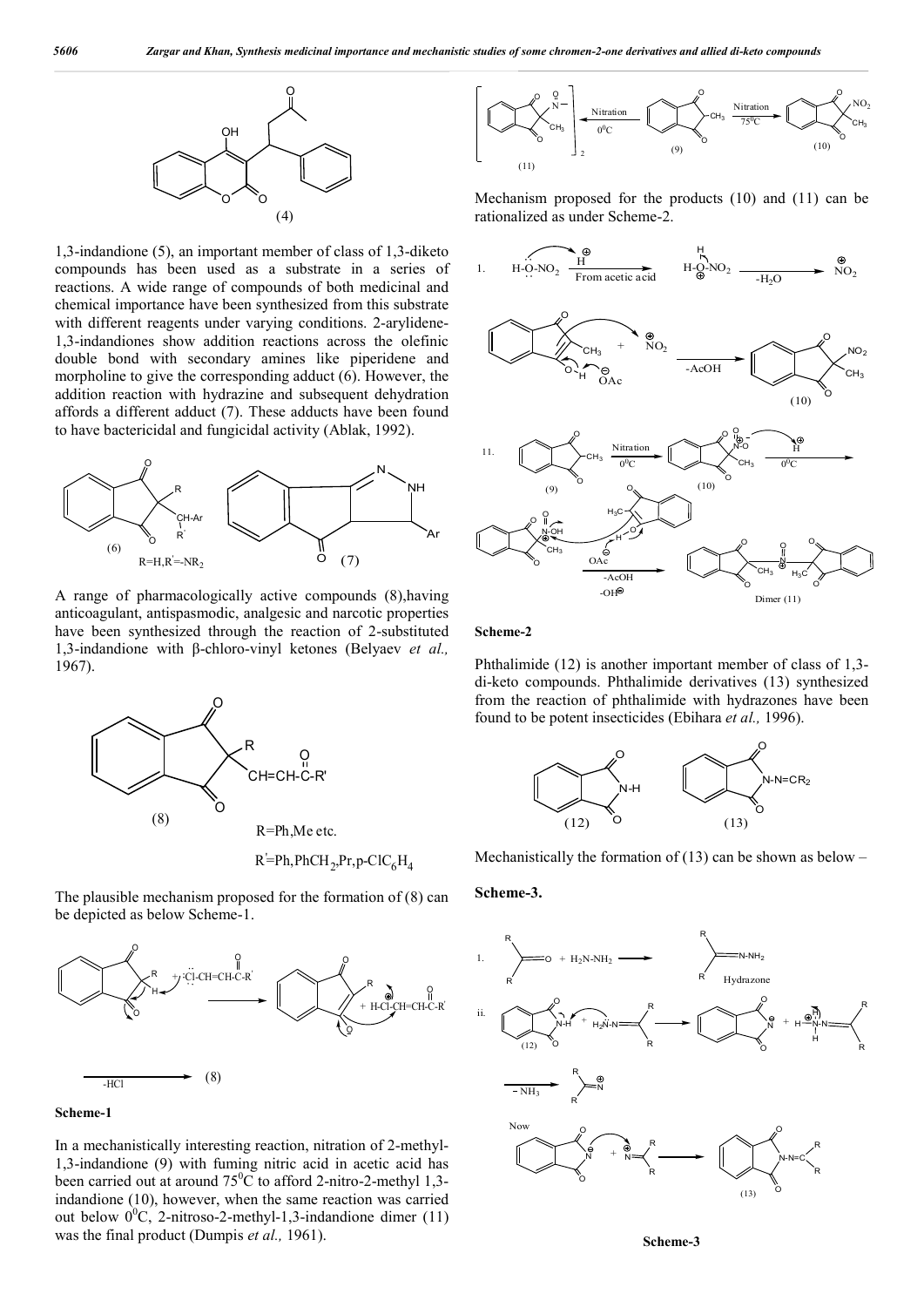(4)

1,3-indandione (5), an important member of class of 1,3-diketo compounds has been used as a substrate in a series of reactions. A wide range of compounds of both medicinal and chemical importance have been synthesized from this substrate with different reagents under varying conditions. 2-arylidene-1,3-indandiones show addition reactions across the olefinic double bond with secondary amines like piperidene and morpholine to give the corresponding adduct (6). However, the addition reaction with hydrazine and subsequent dehydration affords a different adduct (7). These adducts have been found to have bactericidal and fungicidal activity (Ablak, 1992).

(6) $R=H, R'=-NR_2$ (7)

A range of pharmacologically active compounds (8),having anticoagulant, antispasmodic, analgesic and narcotic properties have been synthesized through the reaction of 2-substituted 1,3-indandione with β-chloro-vinyl ketones (Belyaev *et al.,* 1967).

(8)

R=Ph,Me etc.

$R'$=Ph,$PhCH_2$,Pr,p-$ClC_6H_4$

The plausible mechanism proposed for the formation of (8) can be depicted as below Scheme-1.

**Scheme-1**

In a mechanistically interesting reaction, nitration of 2-methyl-1,3-indandione (9) with fuming nitric acid in acetic acid has been carried out at around $75^0C$ to afford 2-nitro-2-methyl 1,3-indandione (10), however, when the same reaction was carried out below $0^0C$, 2-nitroso-2-methyl-1,3-indandione dimer (11) was the final product (Dumpis *et al.,* 1961).

Mechanism proposed for the products (10) and (11) can be rationalized as under Scheme-2.

**Scheme-2**

Phthalimide (12) is another important member of class of 1,3-di-keto compounds. Phthalimide derivatives (13) synthesized from the reaction of phthalimide with hydrazones have been found to be potent insecticides (Ebihara *et al.,* 1996).

Mechanistically the formation of (13) can be shown as below –

**Scheme-3.**

**Scheme-3**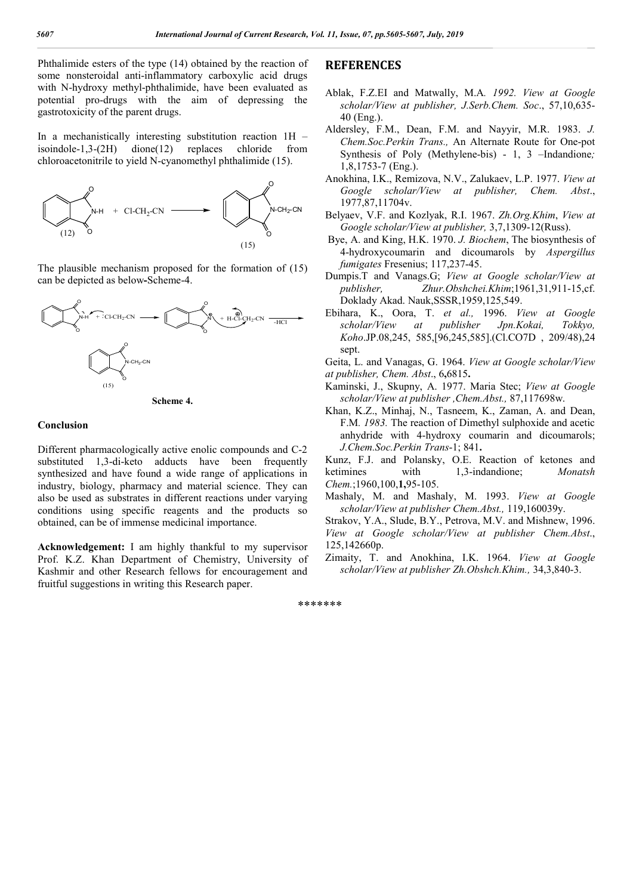Phthalimide esters of the type (14) obtained by the reaction of some nonsteroidal anti-inflammatory carboxylic acid drugs with N-hydroxy methyl-phthalimide, have been evaluated as potential pro-drugs with the aim of depressing the gastrotoxicity of the parent drugs.

In a mechanistically interesting substitution reaction 1H –isoindole-1,3-(2H) dione(12) replaces chloride from chloroacetonitrile to yield N-cyanomethyl phthalimide (15).

(12) + $Cl\text{-}CH_2\text{-}CN$ → (15)

The plausible mechanism proposed for the formation of (15) can be depicted as below-Scheme-4.

-HCl

(15)

Scheme 4.

**Conclusion**

Different pharmacologically active enolic compounds and C-2 substituted 1,3-di-keto adducts have been frequently synthesized and have found a wide range of applications in industry, biology, pharmacy and material science. They can also be used as substrates in different reactions under varying conditions using specific reagents and the products so obtained, can be of immense medicinal importance.

**Acknowledgement:** I am highly thankful to my supervisor Prof. K.Z. Khan Department of Chemistry, University of Kashmir and other Research fellows for encouragement and fruitful suggestions in writing this Research paper.

## REFERENCES

Ablak, F.Z.EI and Matwally, M.A. *1992. View at Google scholar/View at publisher, J.Serb.Chem. Soc*., 57,10,635-40 (Eng.).

Aldersley, F.M., Dean, F.M. and Nayyir, M.R. 1983. *J. Chem.Soc.Perkin Trans.,* An Alternate Route for One-pot Synthesis of Poly (Methylene-bis) - 1, 3 –Indandione*;* 1,8,1753-7 (Eng.).

Anokhina, I.K., Remizova, N.V., Zalukaev, L.P. 1977. *View at Google scholar/View at publisher, Chem. Abst*., 1977,87,11704v.

Belyaev, V.F. and Kozlyak, R.I. 1967. *Zh.Org.Khim*, *View at Google scholar/View at publisher,* 3,7,1309-12(Russ).

Bye, A. and King, H.K. 1970. *J. Biochem*, The biosynthesis of 4-hydroxycoumarin and dicoumarols by *Aspergillus fumigates* Fresenius; 117,237-45.

Dumpis.T and Vanags.G; *View at Google scholar/View at publisher, Zhur.Obshchei.Khim*;1961,31,911-15,cf. Doklady Akad. Nauk,SSSR,1959,125,549.

Ebihara, K., Oora, T. *et al.,* 1996. *View at Google scholar/View at publisher Jpn.Kokai, Tokkyo, Koho*.JP.08,245, 585,[96,245,585].(Cl.CO7D , 209/48),24 sept.

Geita, L. and Vanagas, G. 1964. *View at Google scholar/View at publisher, Chem. Abst*., 6**,**6815**.**

Kaminski, J., Skupny, A. 1977. Maria Stec; *View at Google scholar/View at publisher ,Chem.Abst.,* 87,117698w.

Khan, K.Z., Minhaj, N., Tasneem, K., Zaman, A. and Dean, F.M. *1983.* The reaction of Dimethyl sulphoxide and acetic anhydride with 4-hydroxy coumarin and dicoumarols; *J.Chem.Soc.Perkin Trans*-1; 841**.**

Kunz, F.J. and Polansky, O.E. Reaction of ketones and ketimines with 1,3-indandione; *Monatsh Chem.*;1960,100,**1,**95-105.

Mashaly, M. and Mashaly, M. 1993. *View at Google scholar/View at publisher Chem.Abst.,* 119,160039y.

Strakov, Y.A., Slude, B.Y., Petrova, M.V. and Mishnew, 1996. *View at Google scholar/View at publisher Chem.Abst*., 125,142660p.

Zimaity, T. and Anokhina, I.K. 1964. *View at Google scholar/View at publisher Zh.Obshch.Khim.,* 34,3,840-3.

\*\*\*\*\*\*\*